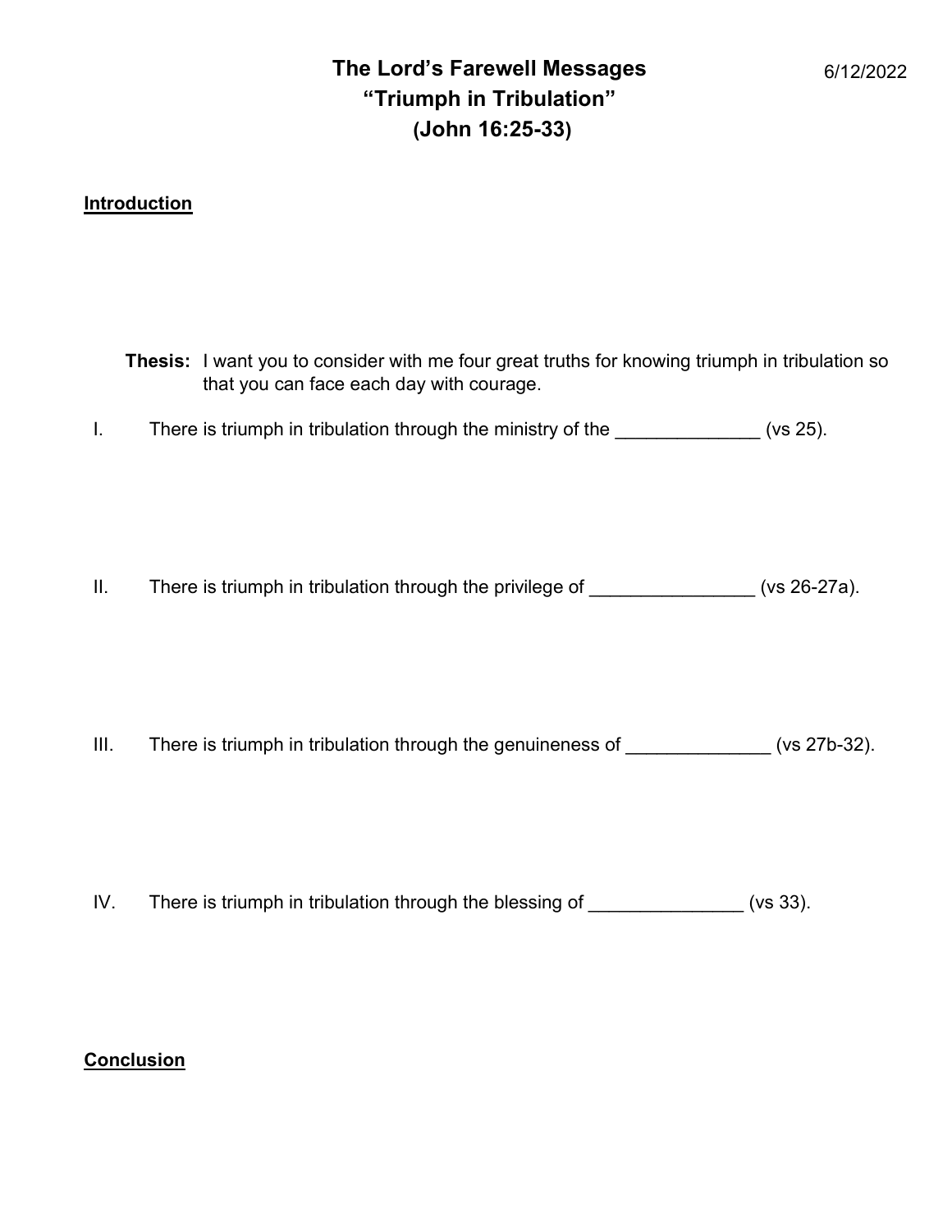# The Lord's Farewell Messages
## "Triumph in Tribulation"
## (John 16:25-33)

6/12/2022

**Introduction**

**Thesis:** I want you to consider with me four great truths for knowing triumph in tribulation so that you can face each day with courage.

I. There is triumph in tribulation through the ministry of the ______________ (vs 25).

II. There is triumph in tribulation through the privilege of ________________ (vs 26-27a).

III. There is triumph in tribulation through the genuineness of ______________ (vs 27b-32).

IV. There is triumph in tribulation through the blessing of _______________ (vs 33).

**Conclusion**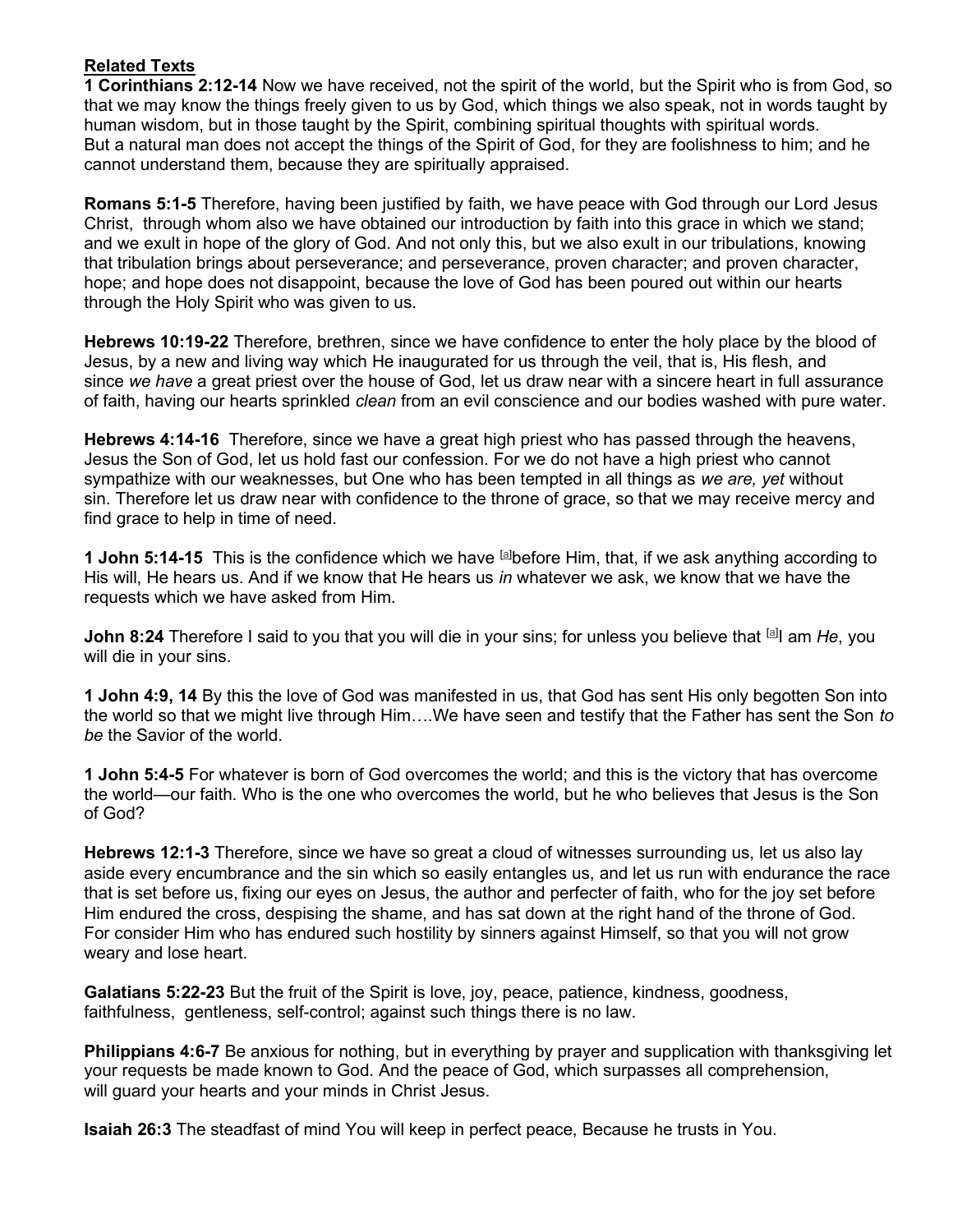**Related Texts**

**1 Corinthians 2:12-14** Now we have received, not the spirit of the world, but the Spirit who is from God, so that we may know the things freely given to us by God, which things we also speak, not in words taught by human wisdom, but in those taught by the Spirit, combining spiritual thoughts with spiritual words. But a natural man does not accept the things of the Spirit of God, for they are foolishness to him; and he cannot understand them, because they are spiritually appraised.

**Romans 5:1-5** Therefore, having been justified by faith, we have peace with God through our Lord Jesus Christ, through whom also we have obtained our introduction by faith into this grace in which we stand; and we exult in hope of the glory of God. And not only this, but we also exult in our tribulations, knowing that tribulation brings about perseverance; and perseverance, proven character; and proven character, hope; and hope does not disappoint, because the love of God has been poured out within our hearts through the Holy Spirit who was given to us.

**Hebrews 10:19-22** Therefore, brethren, since we have confidence to enter the holy place by the blood of Jesus, by a new and living way which He inaugurated for us through the veil, that is, His flesh, and since *we have* a great priest over the house of God, let us draw near with a sincere heart in full assurance of faith, having our hearts sprinkled *clean* from an evil conscience and our bodies washed with pure water.

**Hebrews 4:14-16** Therefore, since we have a great high priest who has passed through the heavens, Jesus the Son of God, let us hold fast our confession. For we do not have a high priest who cannot sympathize with our weaknesses, but One who has been tempted in all things as *we are, yet* without sin. Therefore let us draw near with confidence to the throne of grace, so that we may receive mercy and find grace to help in time of need.

**1 John 5:14-15** This is the confidence which we have [a]before Him, that, if we ask anything according to His will, He hears us. And if we know that He hears us *in* whatever we ask, we know that we have the requests which we have asked from Him.

**John 8:24** Therefore I said to you that you will die in your sins; for unless you believe that [a]I am *He*, you will die in your sins.

**1 John 4:9, 14** By this the love of God was manifested in us, that God has sent His only begotten Son into the world so that we might live through Him….We have seen and testify that the Father has sent the Son *to be* the Savior of the world.

**1 John 5:4-5** For whatever is born of God overcomes the world; and this is the victory that has overcome the world—our faith. Who is the one who overcomes the world, but he who believes that Jesus is the Son of God?

**Hebrews 12:1-3** Therefore, since we have so great a cloud of witnesses surrounding us, let us also lay aside every encumbrance and the sin which so easily entangles us, and let us run with endurance the race that is set before us, fixing our eyes on Jesus, the author and perfecter of faith, who for the joy set before Him endured the cross, despising the shame, and has sat down at the right hand of the throne of God. For consider Him who has endured such hostility by sinners against Himself, so that you will not grow weary and lose heart.

**Galatians 5:22-23** But the fruit of the Spirit is love, joy, peace, patience, kindness, goodness, faithfulness, gentleness, self-control; against such things there is no law.

**Philippians 4:6-7** Be anxious for nothing, but in everything by prayer and supplication with thanksgiving let your requests be made known to God. And the peace of God, which surpasses all comprehension, will guard your hearts and your minds in Christ Jesus.

**Isaiah 26:3** The steadfast of mind You will keep in perfect peace, Because he trusts in You.